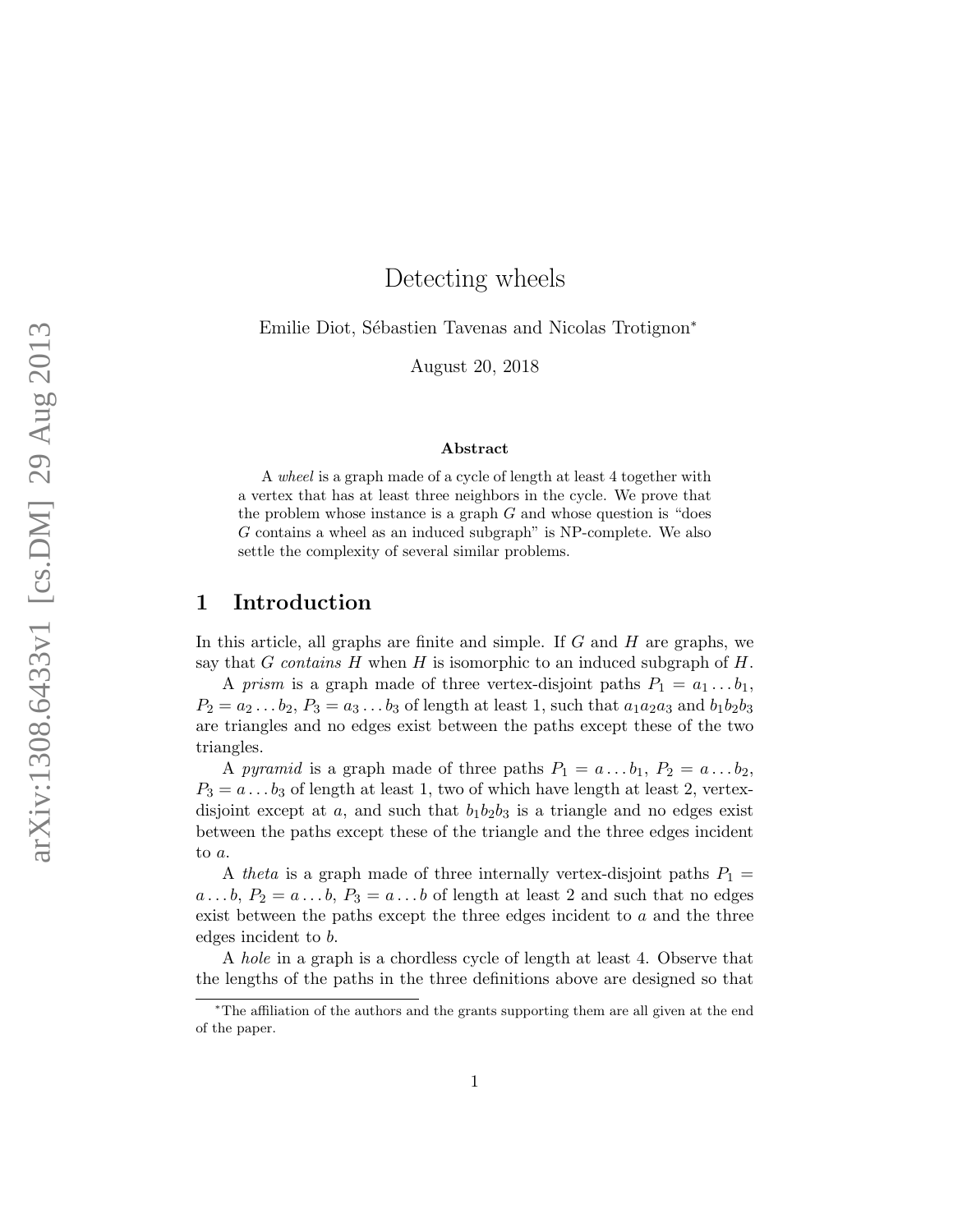// Detecting wheels

Emilie Diot, Sébastien Tavenas and Nicolas Trotignon*

August 20, 2018

**Abstract**

A *wheel* is a graph made of a cycle of length at least 4 together with a vertex that has at least three neighbors in the cycle. We prove that the problem whose instance is a graph $G$ and whose question is "does $G$ contains a wheel as an induced subgraph" is NP-complete. We also settle the complexity of several similar problems.

## 1 Introduction

In this article, all graphs are finite and simple. If $G$ and $H$ are graphs, we say that $G$ *contains* $H$ when $H$ is isomorphic to an induced subgraph of $H$.

A *prism* is a graph made of three vertex-disjoint paths $P_1 = a_1 \dots b_1$, $P_2 = a_2 \dots b_2$, $P_3 = a_3 \dots b_3$ of length at least 1, such that $a_1a_2a_3$ and $b_1b_2b_3$ are triangles and no edges exist between the paths except these of the two triangles.

A *pyramid* is a graph made of three paths $P_1 = a \dots b_1$, $P_2 = a \dots b_2$, $P_3 = a \dots b_3$ of length at least 1, two of which have length at least 2, vertex-disjoint except at $a$, and such that $b_1b_2b_3$ is a triangle and no edges exist between the paths except these of the triangle and the three edges incident to $a$.

A *theta* is a graph made of three internally vertex-disjoint paths $P_1 = a \dots b$, $P_2 = a \dots b$, $P_3 = a \dots b$ of length at least 2 and such that no edges exist between the paths except the three edges incident to $a$ and the three edges incident to $b$.

A *hole* in a graph is a chordless cycle of length at least 4. Observe that the lengths of the paths in the three definitions above are designed so that

*The affiliation of the authors and the grants supporting them are all given at the end of the paper.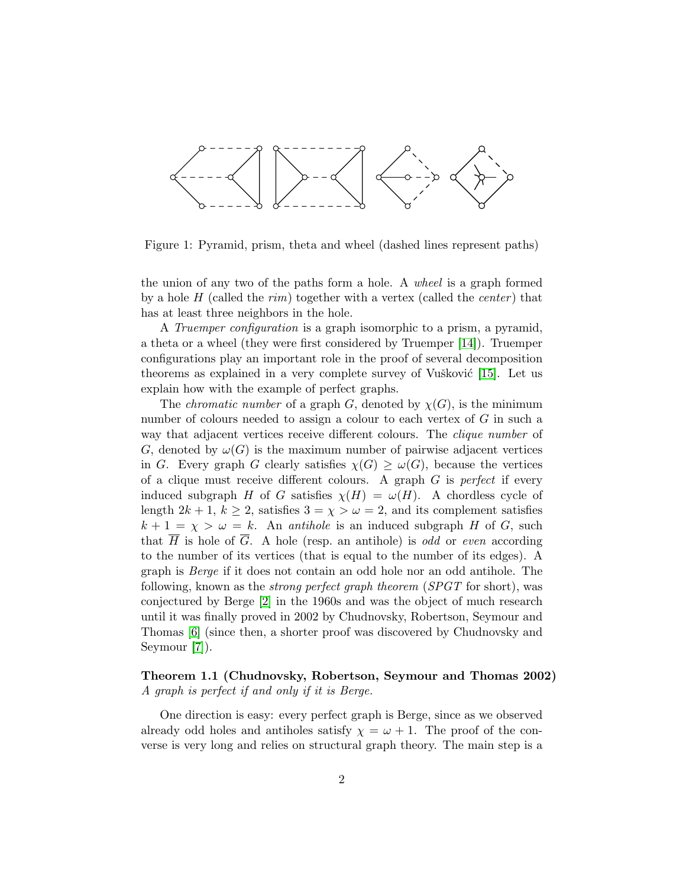Figure 1: Pyramid, prism, theta and wheel (dashed lines represent paths)

the union of any two of the paths form a hole. A *wheel* is a graph formed by a hole $H$ (called the *rim*) together with a vertex (called the *center*) that has at least three neighbors in the hole.

A *Truemper configuration* is a graph isomorphic to a prism, a pyramid, a theta or a wheel (they were first considered by Truemper [14]). Truemper configurations play an important role in the proof of several decomposition theorems as explained in a very complete survey of Vušković [15]. Let us explain how with the example of perfect graphs.

The *chromatic number* of a graph $G$, denoted by $\chi(G)$, is the minimum number of colours needed to assign a colour to each vertex of $G$ in such a way that adjacent vertices receive different colours. The *clique number* of $G$, denoted by $\omega(G)$ is the maximum number of pairwise adjacent vertices in $G$. Every graph $G$ clearly satisfies $\chi(G) \geq \omega(G)$, because the vertices of a clique must receive different colours. A graph $G$ is *perfect* if every induced subgraph $H$ of $G$ satisfies $\chi(H) = \omega(H)$. A chordless cycle of length $2k + 1$, $k \geq 2$, satisfies $3 = \chi > \omega = 2$, and its complement satisfies $k + 1 = \chi > \omega = k$. An *antihole* is an induced subgraph $H$ of $G$, such that $\overline{H}$ is hole of $\overline{G}$. A hole (resp. an antihole) is *odd* or *even* according to the number of its vertices (that is equal to the number of its edges). A graph is *Berge* if it does not contain an odd hole nor an odd antihole. The following, known as the *strong perfect graph theorem* (*SPGT* for short), was conjectured by Berge [2] in the 1960s and was the object of much research until it was finally proved in 2002 by Chudnovsky, Robertson, Seymour and Thomas [6] (since then, a shorter proof was discovered by Chudnovsky and Seymour [7]).

**Theorem 1.1 (Chudnovsky, Robertson, Seymour and Thomas 2002)** *A graph is perfect if and only if it is Berge.*

One direction is easy: every perfect graph is Berge, since as we observed already odd holes and antiholes satisfy $\chi = \omega + 1$. The proof of the converse is very long and relies on structural graph theory. The main step is a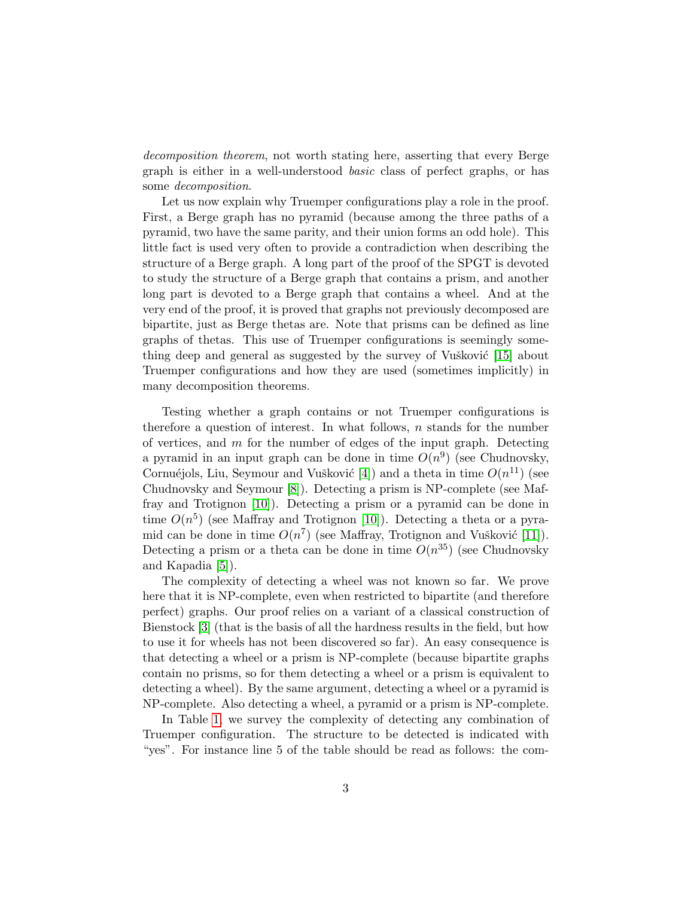*decomposition theorem*, not worth stating here, asserting that every Berge graph is either in a well-understood *basic* class of perfect graphs, or has some *decomposition*.

Let us now explain why Truemper configurations play a role in the proof. First, a Berge graph has no pyramid (because among the three paths of a pyramid, two have the same parity, and their union forms an odd hole). This little fact is used very often to provide a contradiction when describing the structure of a Berge graph. A long part of the proof of the SPGT is devoted to study the structure of a Berge graph that contains a prism, and another long part is devoted to a Berge graph that contains a wheel. And at the very end of the proof, it is proved that graphs not previously decomposed are bipartite, just as Berge thetas are. Note that prisms can be defined as line graphs of thetas. This use of Truemper configurations is seemingly something deep and general as suggested by the survey of Vušković [15] about Truemper configurations and how they are used (sometimes implicitly) in many decomposition theorems.

Testing whether a graph contains or not Truemper configurations is therefore a question of interest. In what follows, $n$ stands for the number of vertices, and $m$ for the number of edges of the input graph. Detecting a pyramid in an input graph can be done in time $O(n^9)$ (see Chudnovsky, Cornuéjols, Liu, Seymour and Vušković [4]) and a theta in time $O(n^{11})$ (see Chudnovsky and Seymour [8]). Detecting a prism is NP-complete (see Maffray and Trotignon [10]). Detecting a prism or a pyramid can be done in time $O(n^5)$ (see Maffray and Trotignon [10]). Detecting a theta or a pyramid can be done in time $O(n^7)$ (see Maffray, Trotignon and Vušković [11]). Detecting a prism or a theta can be done in time $O(n^{35})$ (see Chudnovsky and Kapadia [5]).

The complexity of detecting a wheel was not known so far. We prove here that it is NP-complete, even when restricted to bipartite (and therefore perfect) graphs. Our proof relies on a variant of a classical construction of Bienstock [3] (that is the basis of all the hardness results in the field, but how to use it for wheels has not been discovered so far). An easy consequence is that detecting a wheel or a prism is NP-complete (because bipartite graphs contain no prisms, so for them detecting a wheel or a prism is equivalent to detecting a wheel). By the same argument, detecting a wheel or a pyramid is NP-complete. Also detecting a wheel, a pyramid or a prism is NP-complete.

In Table 1, we survey the complexity of detecting any combination of Truemper configuration. The structure to be detected is indicated with "yes". For instance line 5 of the table should be read as follows: the com-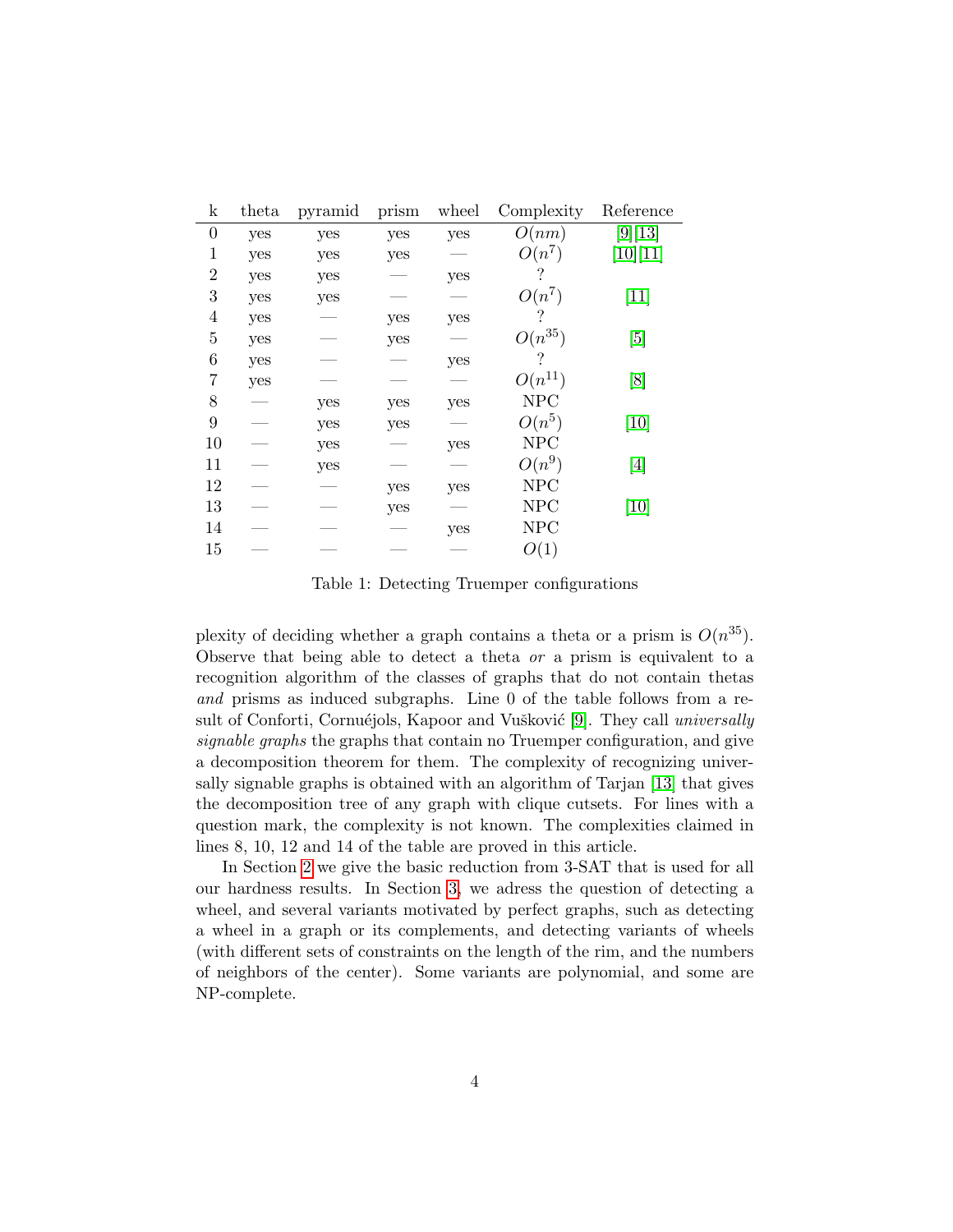| k | theta | pyramid | prism | wheel | Complexity | Reference |
|---|---|---|---|---|---|---|
| 0 | yes | yes | yes | yes | $O(nm)$ | [9] [13] |
| 1 | yes | yes | yes | — | $O(n^7)$ | [10] [11] |
| 2 | yes | yes | — | yes | ? | |
| 3 | yes | yes | — | — | $O(n^7)$ | [11] |
| 4 | yes | — | yes | yes | ? | |
| 5 | yes | — | yes | — | $O(n^{35})$ | [5] |
| 6 | yes | — | — | yes | ? | |
| 7 | yes | — | — | — | $O(n^{11})$ | [8] |
| 8 | — | yes | yes | yes | NPC | |
| 9 | — | yes | yes | — | $O(n^5)$ | [10] |
| 10 | — | yes | — | yes | NPC | |
| 11 | — | yes | — | — | $O(n^9)$ | [4] |
| 12 | — | — | yes | yes | NPC | |
| 13 | — | — | yes | — | NPC | [10] |
| 14 | — | — | — | yes | NPC | |
| 15 | — | — | — | — | $O(1)$ | |

Table 1: Detecting Truemper configurations

plexity of deciding whether a graph contains a theta or a prism is $O(n^{35})$. Observe that being able to detect a theta *or* a prism is equivalent to a recognition algorithm of the classes of graphs that do not contain thetas *and* prisms as induced subgraphs. Line 0 of the table follows from a result of Conforti, Cornuéjols, Kapoor and Vušković [9]. They call *universally signable graphs* the graphs that contain no Truemper configuration, and give a decomposition theorem for them. The complexity of recognizing universally signable graphs is obtained with an algorithm of Tarjan [13] that gives the decomposition tree of any graph with clique cutsets. For lines with a question mark, the complexity is not known. The complexities claimed in lines 8, 10, 12 and 14 of the table are proved in this article.

In Section 2 we give the basic reduction from 3-SAT that is used for all our hardness results. In Section 3, we adress the question of detecting a wheel, and several variants motivated by perfect graphs, such as detecting a wheel in a graph or its complements, and detecting variants of wheels (with different sets of constraints on the length of the rim, and the numbers of neighbors of the center). Some variants are polynomial, and some are NP-complete.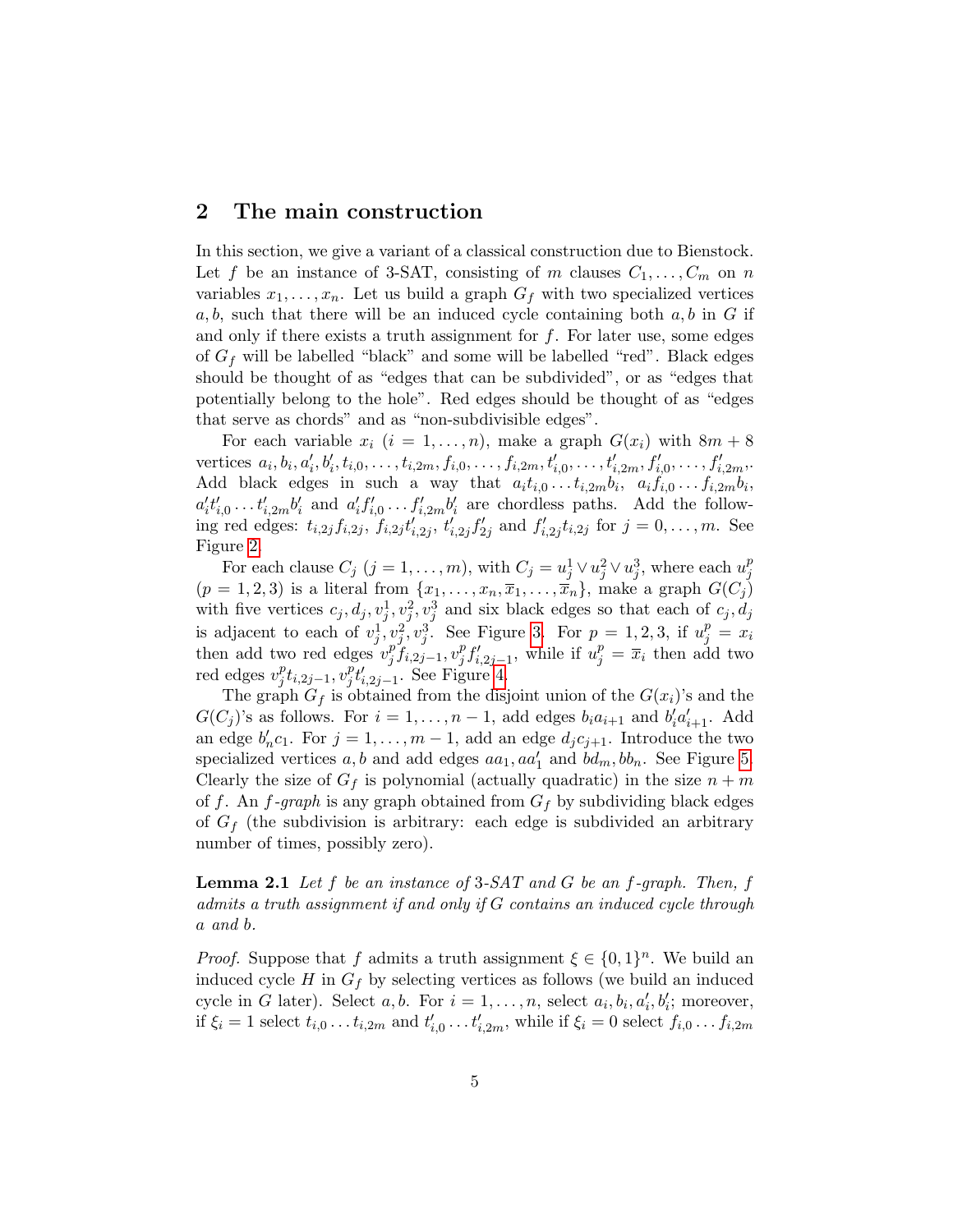## 2 The main construction

In this section, we give a variant of a classical construction due to Bienstock. Let $f$ be an instance of 3-SAT, consisting of $m$ clauses $C_1, \dots, C_m$ on $n$ variables $x_1, \dots, x_n$. Let us build a graph $G_f$ with two specialized vertices $a, b$, such that there will be an induced cycle containing both $a, b$ in $G$ if and only if there exists a truth assignment for $f$. For later use, some edges of $G_f$ will be labelled "black" and some will be labelled "red". Black edges should be thought of as "edges that can be subdivided", or as "edges that potentially belong to the hole". Red edges should be thought of as "edges that serve as chords" and as "non-subdivisible edges".

For each variable $x_i$ ($i = 1, \dots, n$), make a graph $G(x_i)$ with $8m + 8$ vertices $a_i, b_i, a'_i, b'_i, t_{i,0}, \dots, t_{i,2m}, f_{i,0}, \dots, f_{i,2m}, t'_{i,0}, \dots, t'_{i,2m}, f'_{i,0}, \dots, f'_{i,2m}$. Add black edges in such a way that $a_i t_{i,0} \dots t_{i,2m} b_i$, $a_i f_{i,0} \dots f_{i,2m} b_i$, $a'_i t'_{i,0} \dots t'_{i,2m} b'_i$ and $a'_i f'_{i,0} \dots f'_{i,2m} b'_i$ are chordless paths. Add the following red edges: $t_{i,2j} f_{i,2j}$, $f_{i,2j} t'_{i,2j}$, $t'_{i,2j} f'_{2j}$ and $f'_{i,2j} t_{i,2j}$ for $j = 0, \dots, m$. See Figure 2.

For each clause $C_j$ ($j = 1, \dots, m$), with $C_j = u_j^1 \vee u_j^2 \vee u_j^3$, where each $u_j^p$ ($p = 1, 2, 3$) is a literal from $\{x_1, \dots, x_n, \overline{x}_1, \dots, \overline{x}_n\}$, make a graph $G(C_j)$ with five vertices $c_j, d_j, v_j^1, v_j^2, v_j^3$ and six black edges so that each of $c_j, d_j$ is adjacent to each of $v_j^1, v_j^2, v_j^3$. See Figure 3. For $p = 1, 2, 3$, if $u_j^p = x_i$ then add two red edges $v_j^p f_{i,2j-1}, v_j^p f'_{i,2j-1}$, while if $u_j^p = \overline{x}_i$ then add two red edges $v_j^p t_{i,2j-1}, v_j^p t'_{i,2j-1}$. See Figure 4.

The graph $G_f$ is obtained from the disjoint union of the $G(x_i)$'s and the $G(C_j)$'s as follows. For $i = 1, \dots, n-1$, add edges $b_i a_{i+1}$ and $b'_i a'_{i+1}$. Add an edge $b'_n c_1$. For $j = 1, \dots, m-1$, add an edge $d_j c_{j+1}$. Introduce the two specialized vertices $a, b$ and add edges $aa_1, aa'_1$ and $bd_m, bb_n$. See Figure 5. Clearly the size of $G_f$ is polynomial (actually quadratic) in the size $n + m$ of $f$. An *$f$-graph* is any graph obtained from $G_f$ by subdividing black edges of $G_f$ (the subdivision is arbitrary: each edge is subdivided an arbitrary number of times, possibly zero).

**Lemma 2.1** *Let $f$ be an instance of 3-SAT and $G$ be an $f$-graph. Then, $f$ admits a truth assignment if and only if $G$ contains an induced cycle through $a$ and $b$.*

*Proof.* Suppose that $f$ admits a truth assignment $\xi \in \{0, 1\}^n$. We build an induced cycle $H$ in $G_f$ by selecting vertices as follows (we build an induced cycle in $G$ later). Select $a, b$. For $i = 1, \dots, n$, select $a_i, b_i, a'_i, b'_i$; moreover, if $\xi_i = 1$ select $t_{i,0} \dots t_{i,2m}$ and $t'_{i,0} \dots t'_{i,2m}$, while if $\xi_i = 0$ select $f_{i,0} \dots f_{i,2m}$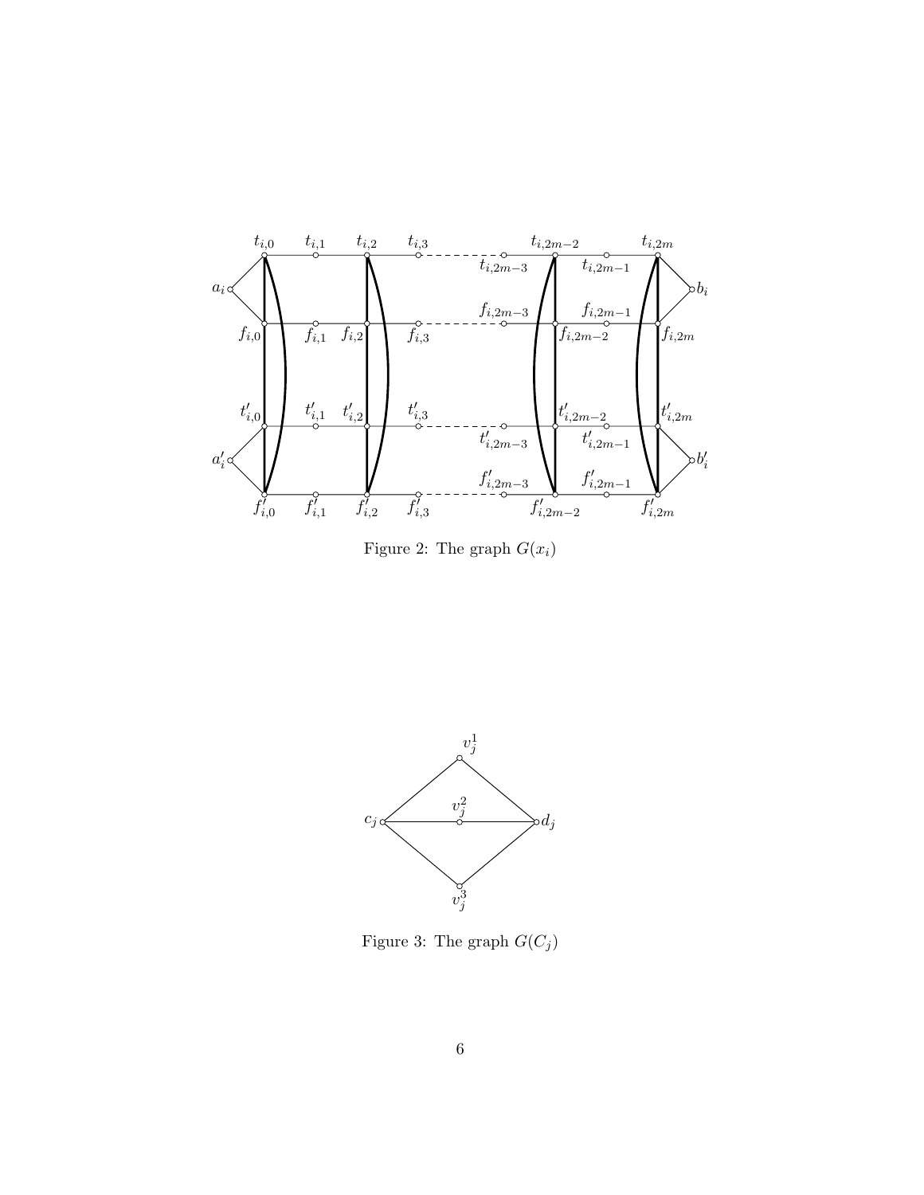Figure 2: The graph $G(x_i)$

Figure 3: The graph $G(C_j)$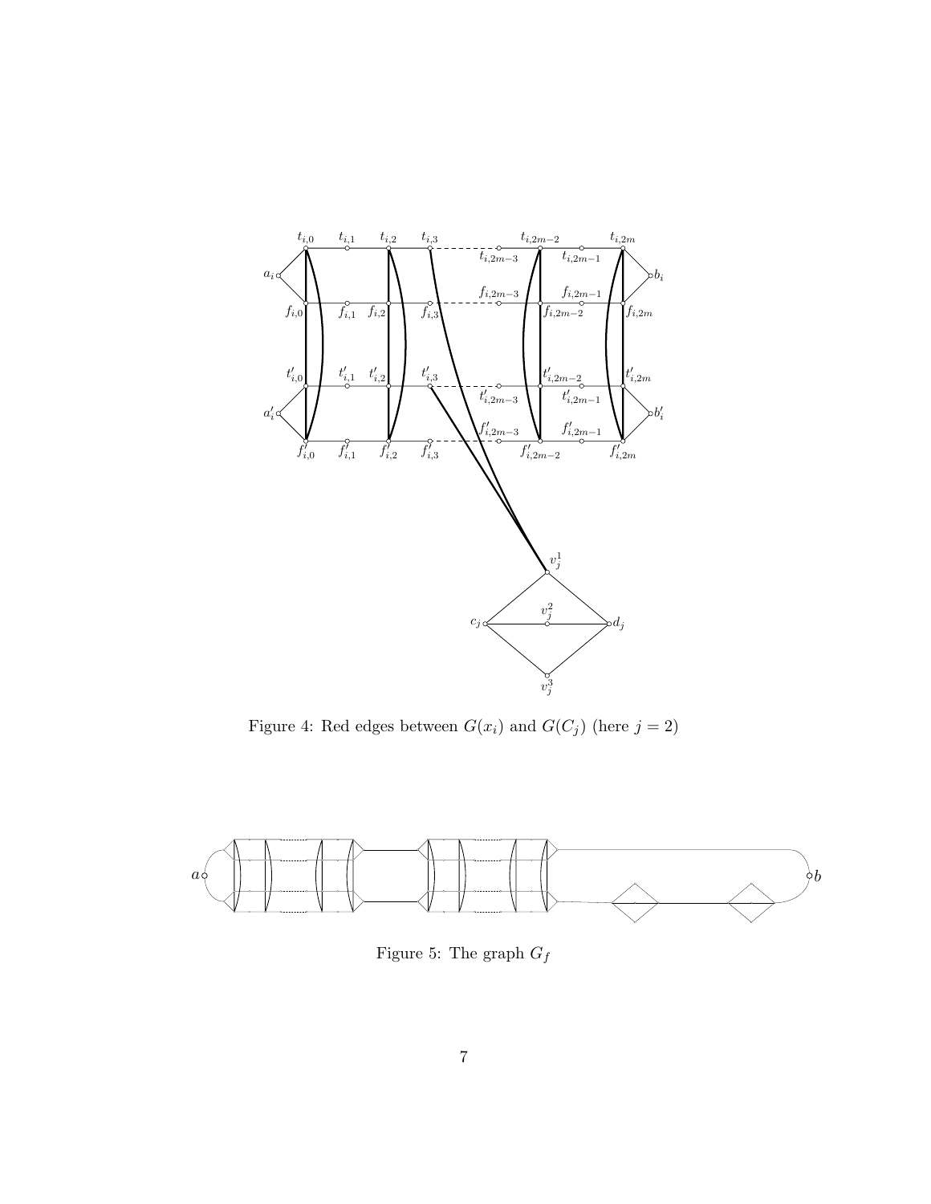Figure 4: Red edges between $G(x_i)$ and $G(C_j)$ (here $j = 2$)

Figure 5: The graph $G_f$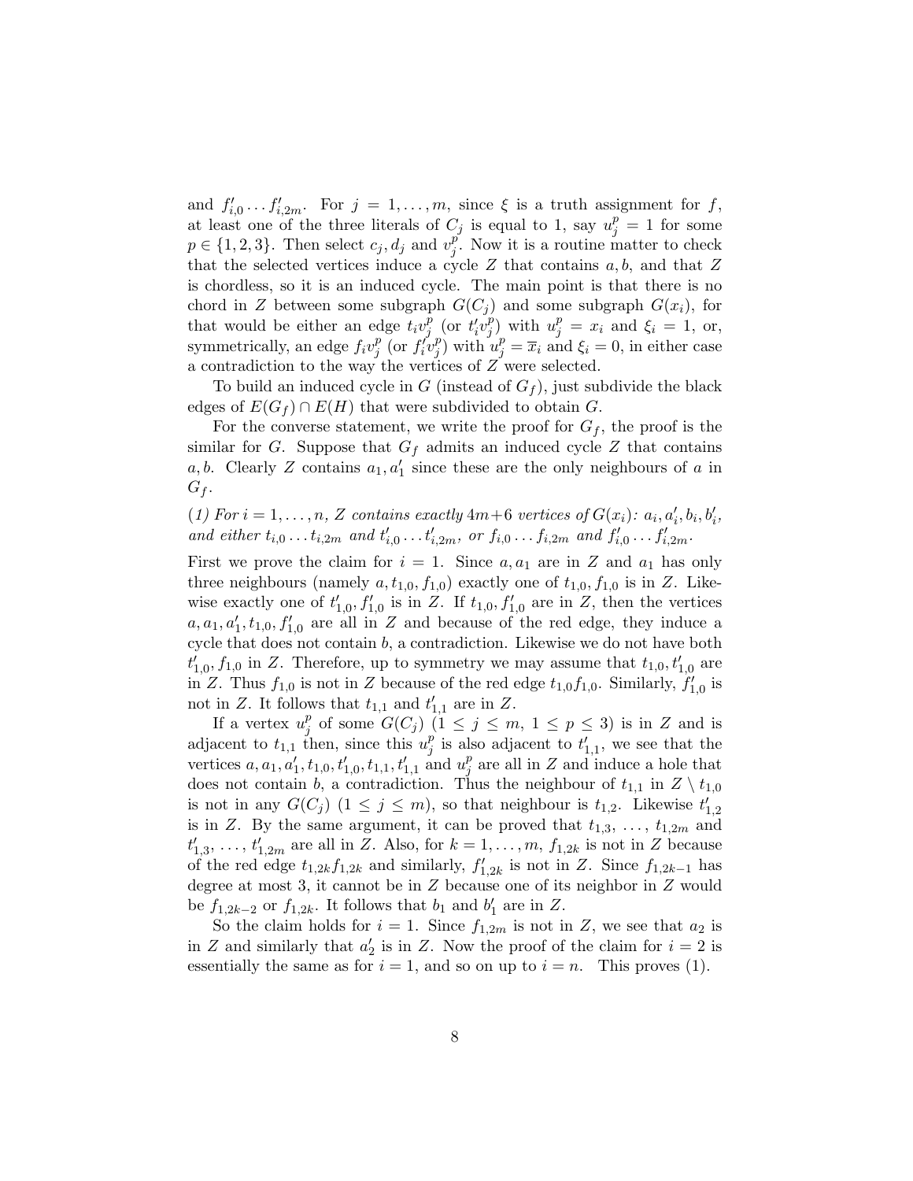and $f'_{i,0} \dots f'_{i,2m}$. For $j = 1, \dots, m$, since $\xi$ is a truth assignment for $f$, at least one of the three literals of $C_j$ is equal to 1, say $u_j^p = 1$ for some $p \in \{1, 2, 3\}$. Then select $c_j, d_j$ and $v_j^p$. Now it is a routine matter to check that the selected vertices induce a cycle $Z$ that contains $a, b$, and that $Z$ is chordless, so it is an induced cycle. The main point is that there is no chord in $Z$ between some subgraph $G(C_j)$ and some subgraph $G(x_i)$, for that would be either an edge $t_i v_j^p$ (or $t'_i v_j^p$) with $u_j^p = x_i$ and $\xi_i = 1$, or, symmetrically, an edge $f_i v_j^p$ (or $f'_i v_j^p$) with $u_j^p = \overline{x}_i$ and $\xi_i = 0$, in either case a contradiction to the way the vertices of $Z$ were selected.

To build an induced cycle in $G$ (instead of $G_f$), just subdivide the black edges of $E(G_f) \cap E(H)$ that were subdivided to obtain $G$.

For the converse statement, we write the proof for $G_f$, the proof is the similar for $G$. Suppose that $G_f$ admits an induced cycle $Z$ that contains $a, b$. Clearly $Z$ contains $a_1, a'_1$ since these are the only neighbours of $a$ in $G_f$.

*(1) For $i = 1, \dots, n$, $Z$ contains exactly $4m+6$ vertices of $G(x_i)$: $a_i, a'_i, b_i, b'_i$, and either $t_{i,0} \dots t_{i,2m}$ and $t'_{i,0} \dots t'_{i,2m}$, or $f_{i,0} \dots f_{i,2m}$ and $f'_{i,0} \dots f'_{i,2m}$.*

First we prove the claim for $i = 1$. Since $a, a_1$ are in $Z$ and $a_1$ has only three neighbours (namely $a, t_{1,0}, f_{1,0}$) exactly one of $t_{1,0}, f_{1,0}$ is in $Z$. Likewise exactly one of $t'_{1,0}, f'_{1,0}$ is in $Z$. If $t_{1,0}, f'_{1,0}$ are in $Z$, then the vertices $a, a_1, a'_1, t_{1,0}, f'_{1,0}$ are all in $Z$ and because of the red edge, they induce a cycle that does not contain $b$, a contradiction. Likewise we do not have both $t'_{1,0}, f_{1,0}$ in $Z$. Therefore, up to symmetry we may assume that $t_{1,0}, t'_{1,0}$ are in $Z$. Thus $f_{1,0}$ is not in $Z$ because of the red edge $t_{1,0}f_{1,0}$. Similarly, $f'_{1,0}$ is not in $Z$. It follows that $t_{1,1}$ and $t'_{1,1}$ are in $Z$.

If a vertex $u_j^p$ of some $G(C_j)$ ($1 \leq j \leq m$, $1 \leq p \leq 3$) is in $Z$ and is adjacent to $t_{1,1}$ then, since this $u_j^p$ is also adjacent to $t'_{1,1}$, we see that the vertices $a, a_1, a'_1, t_{1,0}, t'_{1,0}, t_{1,1}, t'_{1,1}$ and $u_j^p$ are all in $Z$ and induce a hole that does not contain $b$, a contradiction. Thus the neighbour of $t_{1,1}$ in $Z \setminus t_{1,0}$ is not in any $G(C_j)$ ($1 \leq j \leq m$), so that neighbour is $t_{1,2}$. Likewise $t'_{1,2}$ is in $Z$. By the same argument, it can be proved that $t_{1,3}, \dots, t_{1,2m}$ and $t'_{1,3}, \dots, t'_{1,2m}$ are all in $Z$. Also, for $k = 1, \dots, m$, $f_{1,2k}$ is not in $Z$ because of the red edge $t_{1,2k}f_{1,2k}$ and similarly, $f'_{1,2k}$ is not in $Z$. Since $f_{1,2k-1}$ has degree at most 3, it cannot be in $Z$ because one of its neighbor in $Z$ would be $f_{1,2k-2}$ or $f_{1,2k}$. It follows that $b_1$ and $b'_1$ are in $Z$.

So the claim holds for $i = 1$. Since $f_{1,2m}$ is not in $Z$, we see that $a_2$ is in $Z$ and similarly that $a'_2$ is in $Z$. Now the proof of the claim for $i = 2$ is essentially the same as for $i = 1$, and so on up to $i = n$. This proves (1).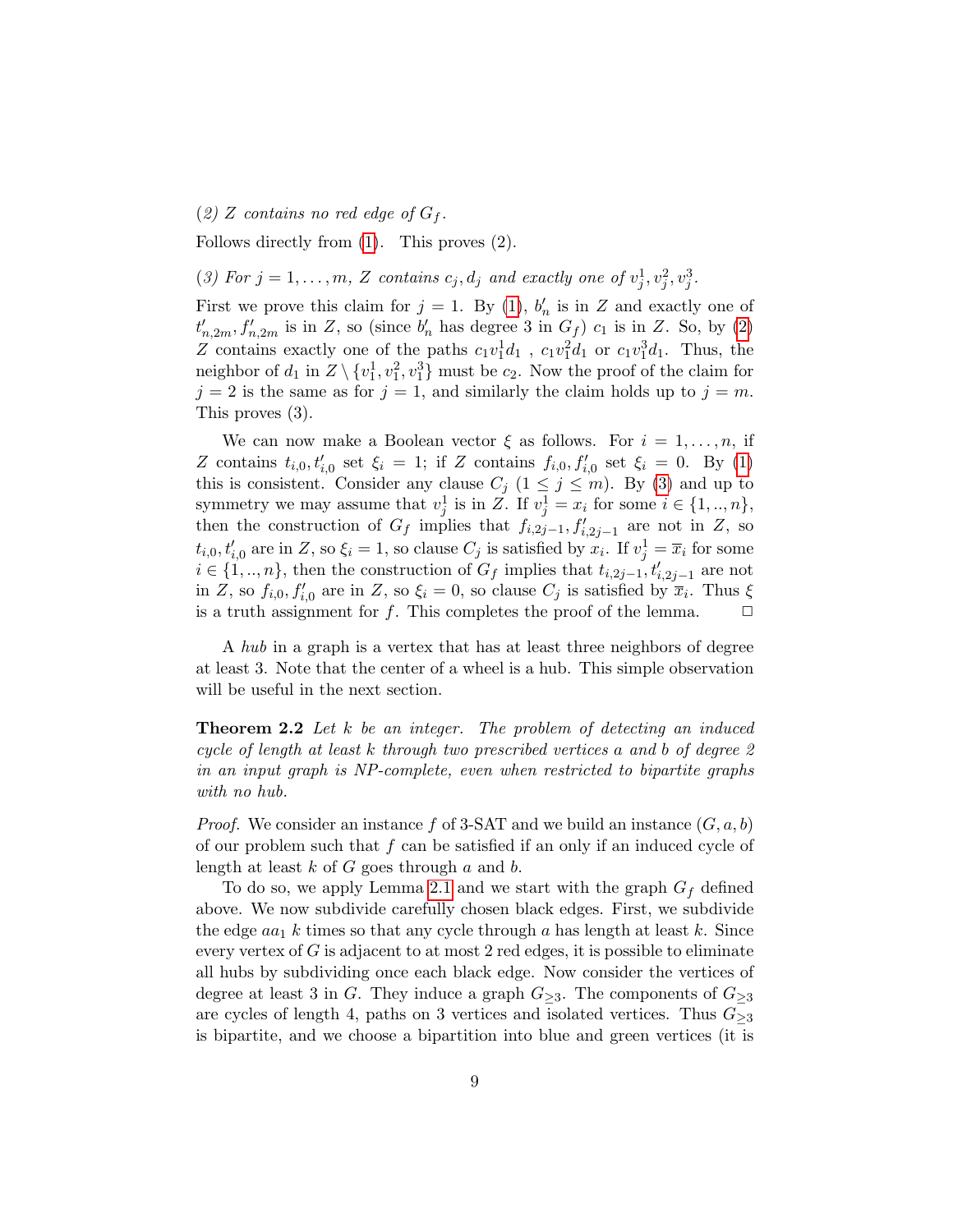*(2) $Z$ contains no red edge of $G_f$.*

Follows directly from (1). This proves (2).

*(3) For $j = 1, \dots, m$, $Z$ contains $c_j, d_j$ and exactly one of $v_j^1, v_j^2, v_j^3$.*

First we prove this claim for $j = 1$. By (1), $b'_n$ is in $Z$ and exactly one of $t'_{n,2m}, f'_{n,2m}$ is in $Z$, so (since $b'_n$ has degree 3 in $G_f$) $c_1$ is in $Z$. So, by (2) $Z$ contains exactly one of the paths $c_1 v_1^1 d_1$ , $c_1 v_1^2 d_1$ or $c_1 v_1^3 d_1$. Thus, the neighbor of $d_1$ in $Z \setminus \{v_1^1, v_1^2, v_1^3\}$ must be $c_2$. Now the proof of the claim for $j = 2$ is the same as for $j = 1$, and similarly the claim holds up to $j = m$. This proves (3).

We can now make a Boolean vector $\xi$ as follows. For $i = 1, \dots, n$, if $Z$ contains $t_{i,0}, t'_{i,0}$ set $\xi_i = 1$; if $Z$ contains $f_{i,0}, f'_{i,0}$ set $\xi_i = 0$. By (1) this is consistent. Consider any clause $C_j$ ($1 \leq j \leq m$). By (3) and up to symmetry we may assume that $v_j^1$ is in $Z$. If $v_j^1 = x_i$ for some $i \in \{1, .., n\}$, then the construction of $G_f$ implies that $f_{i,2j-1}, f'_{i,2j-1}$ are not in $Z$, so $t_{i,0}, t'_{i,0}$ are in $Z$, so $\xi_i = 1$, so clause $C_j$ is satisfied by $x_i$. If $v_j^1 = \overline{x}_i$ for some $i \in \{1, .., n\}$, then the construction of $G_f$ implies that $t_{i,2j-1}, t'_{i,2j-1}$ are not in $Z$, so $f_{i,0}, f'_{i,0}$ are in $Z$, so $\xi_i = 0$, so clause $C_j$ is satisfied by $\overline{x}_i$. Thus $\xi$ is a truth assignment for $f$. This completes the proof of the lemma. □

A *hub* in a graph is a vertex that has at least three neighbors of degree at least 3. Note that the center of a wheel is a hub. This simple observation will be useful in the next section.

**Theorem 2.2** *Let $k$ be an integer. The problem of detecting an induced cycle of length at least $k$ through two prescribed vertices $a$ and $b$ of degree 2 in an input graph is NP-complete, even when restricted to bipartite graphs with no hub.*

*Proof.* We consider an instance $f$ of 3-SAT and we build an instance $(G, a, b)$ of our problem such that $f$ can be satisfied if an only if an induced cycle of length at least $k$ of $G$ goes through $a$ and $b$.

To do so, we apply Lemma 2.1 and we start with the graph $G_f$ defined above. We now subdivide carefully chosen black edges. First, we subdivide the edge $aa_1$ $k$ times so that any cycle through $a$ has length at least $k$. Since every vertex of $G$ is adjacent to at most 2 red edges, it is possible to eliminate all hubs by subdividing once each black edge. Now consider the vertices of degree at least 3 in $G$. They induce a graph $G_{\geq 3}$. The components of $G_{\geq 3}$ are cycles of length 4, paths on 3 vertices and isolated vertices. Thus $G_{\geq 3}$ is bipartite, and we choose a bipartition into blue and green vertices (it is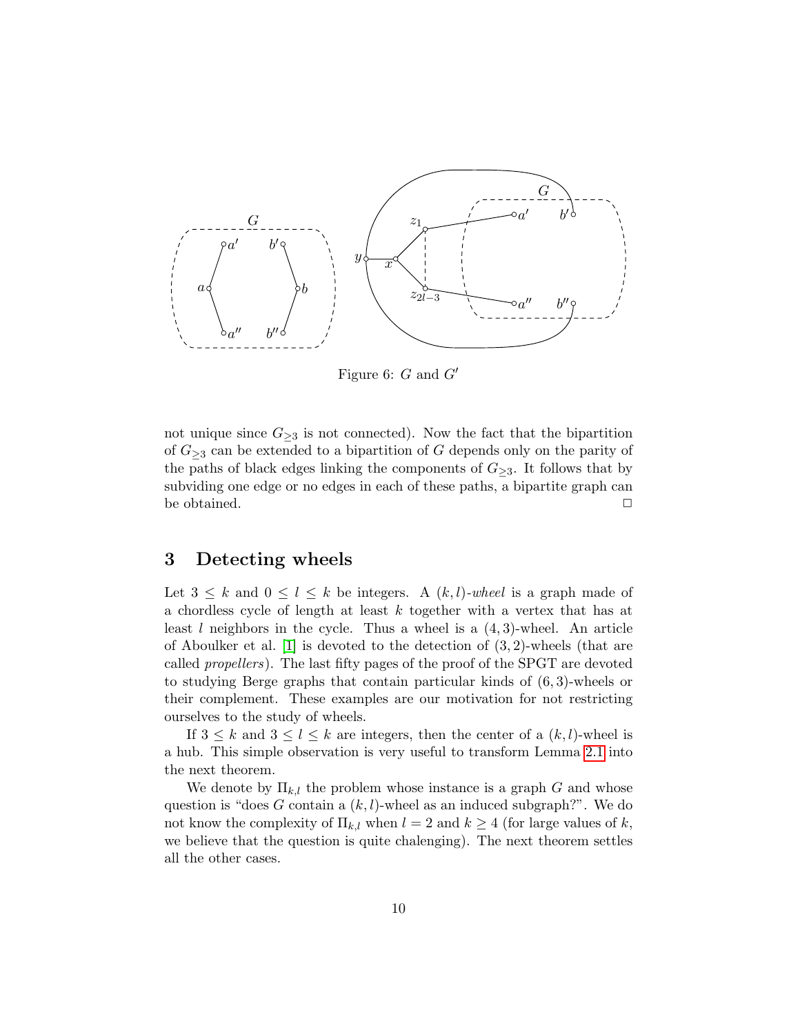Figure 6: $G$ and $G'$

not unique since $G_{\geq 3}$ is not connected). Now the fact that the bipartition of $G_{\geq 3}$ can be extended to a bipartition of $G$ depends only on the parity of the paths of black edges linking the components of $G_{\geq 3}$. It follows that by subviding one edge or no edges in each of these paths, a bipartite graph can be obtained. □

# 3 Detecting wheels

Let $3 \leq k$ and $0 \leq l \leq k$ be integers. A $(k, l)$-*wheel* is a graph made of a chordless cycle of length at least $k$ together with a vertex that has at least $l$ neighbors in the cycle. Thus a wheel is a $(4, 3)$-wheel. An article of Aboulker et al. [1] is devoted to the detection of $(3, 2)$-wheels (that are called *propellers*). The last fifty pages of the proof of the SPGT are devoted to studying Berge graphs that contain particular kinds of $(6, 3)$-wheels or their complement. These examples are our motivation for not restricting ourselves to the study of wheels.

If $3 \leq k$ and $3 \leq l \leq k$ are integers, then the center of a $(k, l)$-wheel is a hub. This simple observation is very useful to transform Lemma 2.1 into the next theorem.

We denote by $\Pi_{k,l}$ the problem whose instance is a graph $G$ and whose question is "does $G$ contain a $(k, l)$-wheel as an induced subgraph?". We do not know the complexity of $\Pi_{k,l}$ when $l = 2$ and $k \geq 4$ (for large values of $k$, we believe that the question is quite chalenging). The next theorem settles all the other cases.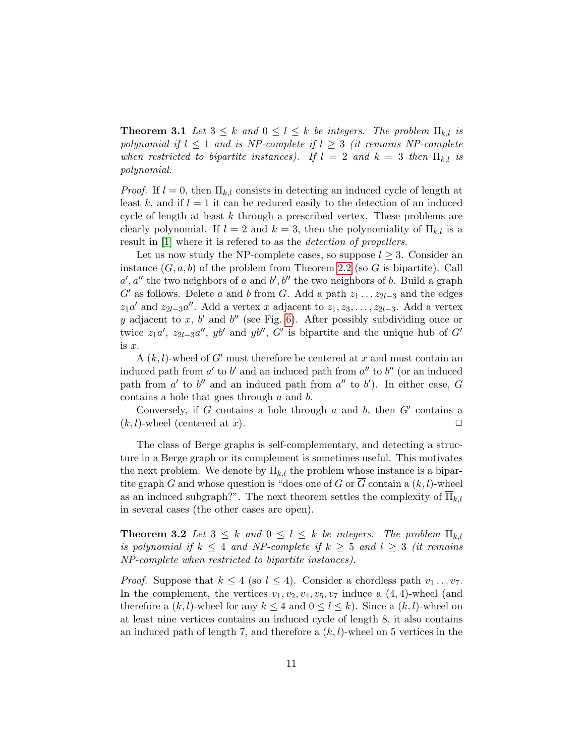**Theorem 3.1** *Let $3 \leq k$ and $0 \leq l \leq k$ be integers. The problem $\Pi_{k,l}$ is polynomial if $l \leq 1$ and is NP-complete if $l \geq 3$ (it remains NP-complete when restricted to bipartite instances). If $l = 2$ and $k = 3$ then $\Pi_{k,l}$ is polynomial.*

*Proof.* If $l = 0$, then $\Pi_{k,l}$ consists in detecting an induced cycle of length at least $k$, and if $l = 1$ it can be reduced easily to the detection of an induced cycle of length at least $k$ through a prescribed vertex. These problems are clearly polynomial. If $l = 2$ and $k = 3$, then the polynomiality of $\Pi_{k,l}$ is a result in [1] where it is refered to as the *detection of propellers*.

Let us now study the NP-complete cases, so suppose $l \geq 3$. Consider an instance $(G, a, b)$ of the problem from Theorem 2.2 (so $G$ is bipartite). Call $a', a''$ the two neighbors of $a$ and $b', b''$ the two neighbors of $b$. Build a graph $G'$ as follows. Delete $a$ and $b$ from $G$. Add a path $z_1 \dots z_{2l-3}$ and the edges $z_1a'$ and $z_{2l-3}a''$. Add a vertex $x$ adjacent to $z_1, z_3, \dots, z_{2l-3}$. Add a vertex $y$ adjacent to $x$, $b'$ and $b''$ (see Fig. 6). After possibly subdividing once or twice $z_1a'$, $z_{2l-3}a''$, $yb'$ and $yb''$, $G'$ is bipartite and the unique hub of $G'$ is $x$.

A $(k, l)$-wheel of $G'$ must therefore be centered at $x$ and must contain an induced path from $a'$ to $b'$ and an induced path from $a''$ to $b''$ (or an induced path from $a'$ to $b''$ and an induced path from $a''$ to $b'$). In either case, $G$ contains a hole that goes through $a$ and $b$.

Conversely, if $G$ contains a hole through $a$ and $b$, then $G'$ contains a $(k, l)$-wheel (centered at $x$). $\square$

The class of Berge graphs is self-complementary, and detecting a structure in a Berge graph or its complement is sometimes useful. This motivates the next problem. We denote by $\overline{\Pi}_{k,l}$ the problem whose instance is a bipartite graph $G$ and whose question is "does one of $G$ or $\overline{G}$ contain a $(k, l)$-wheel as an induced subgraph?". The next theorem settles the complexity of $\overline{\Pi}_{k,l}$ in several cases (the other cases are open).

**Theorem 3.2** *Let $3 \leq k$ and $0 \leq l \leq k$ be integers. The problem $\overline{\Pi}_{k,l}$ is polynomial if $k \leq 4$ and NP-complete if $k \geq 5$ and $l \geq 3$ (it remains NP-complete when restricted to bipartite instances).*

*Proof.* Suppose that $k \leq 4$ (so $l \leq 4$). Consider a chordless path $v_1 \dots v_7$. In the complement, the vertices $v_1, v_2, v_4, v_5, v_7$ induce a $(4, 4)$-wheel (and therefore a $(k, l)$-wheel for any $k \leq 4$ and $0 \leq l \leq k$). Since a $(k, l)$-wheel on at least nine vertices contains an induced cycle of length 8, it also contains an induced path of length 7, and therefore a $(k, l)$-wheel on 5 vertices in the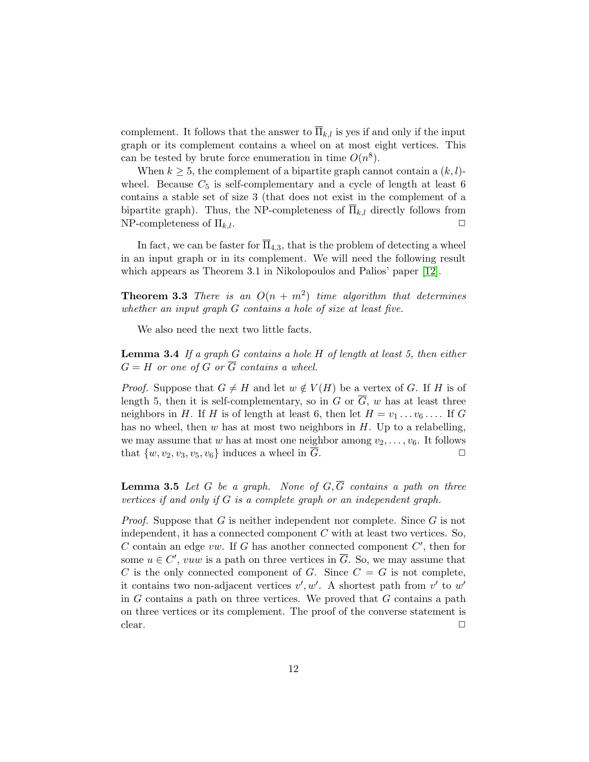complement. It follows that the answer to $\overline{\Pi}_{k,l}$ is yes if and only if the input graph or its complement contains a wheel on at most eight vertices. This can be tested by brute force enumeration in time $O(n^8)$.

When $k \geq 5$, the complement of a bipartite graph cannot contain a $(k,l)$-wheel. Because $C_5$ is self-complementary and a cycle of length at least 6 contains a stable set of size 3 (that does not exist in the complement of a bipartite graph). Thus, the NP-completeness of $\overline{\Pi}_{k,l}$ directly follows from NP-completeness of $\Pi_{k,l}$. □

In fact, we can be faster for $\overline{\Pi}_{4,3}$, that is the problem of detecting a wheel in an input graph or in its complement. We will need the following result which appears as Theorem 3.1 in Nikolopoulos and Palios' paper [12].

**Theorem 3.3** *There is an $O(n + m^2)$ time algorithm that determines whether an input graph $G$ contains a hole of size at least five.*

We also need the next two little facts.

**Lemma 3.4** *If a graph $G$ contains a hole $H$ of length at least 5, then either $G = H$ or one of $G$ or $\overline{G}$ contains a wheel.*

*Proof.* Suppose that $G \neq H$ and let $w \notin V(H)$ be a vertex of $G$. If $H$ is of length 5, then it is self-complementary, so in $G$ or $\overline{G}$, $w$ has at least three neighbors in $H$. If $H$ is of length at least 6, then let $H = v_1 \dots v_6 \dots$. If $G$ has no wheel, then $w$ has at most two neighbors in $H$. Up to a relabelling, we may assume that $w$ has at most one neighbor among $v_2, \dots, v_6$. It follows that $\{w, v_2, v_3, v_5, v_6\}$ induces a wheel in $\overline{G}$. □

**Lemma 3.5** *Let $G$ be a graph. None of $G, \overline{G}$ contains a path on three vertices if and only if $G$ is a complete graph or an independent graph.*

*Proof.* Suppose that $G$ is neither independent nor complete. Since $G$ is not independent, it has a connected component $C$ with at least two vertices. So, $C$ contain an edge $vw$. If $G$ has another connected component $C'$, then for some $u \in C'$, $vuw$ is a path on three vertices in $\overline{G}$. So, we may assume that $C$ is the only connected component of $G$. Since $C = G$ is not complete, it contains two non-adjacent vertices $v', w'$. A shortest path from $v'$ to $w'$ in $G$ contains a path on three vertices. We proved that $G$ contains a path on three vertices or its complement. The proof of the converse statement is clear. □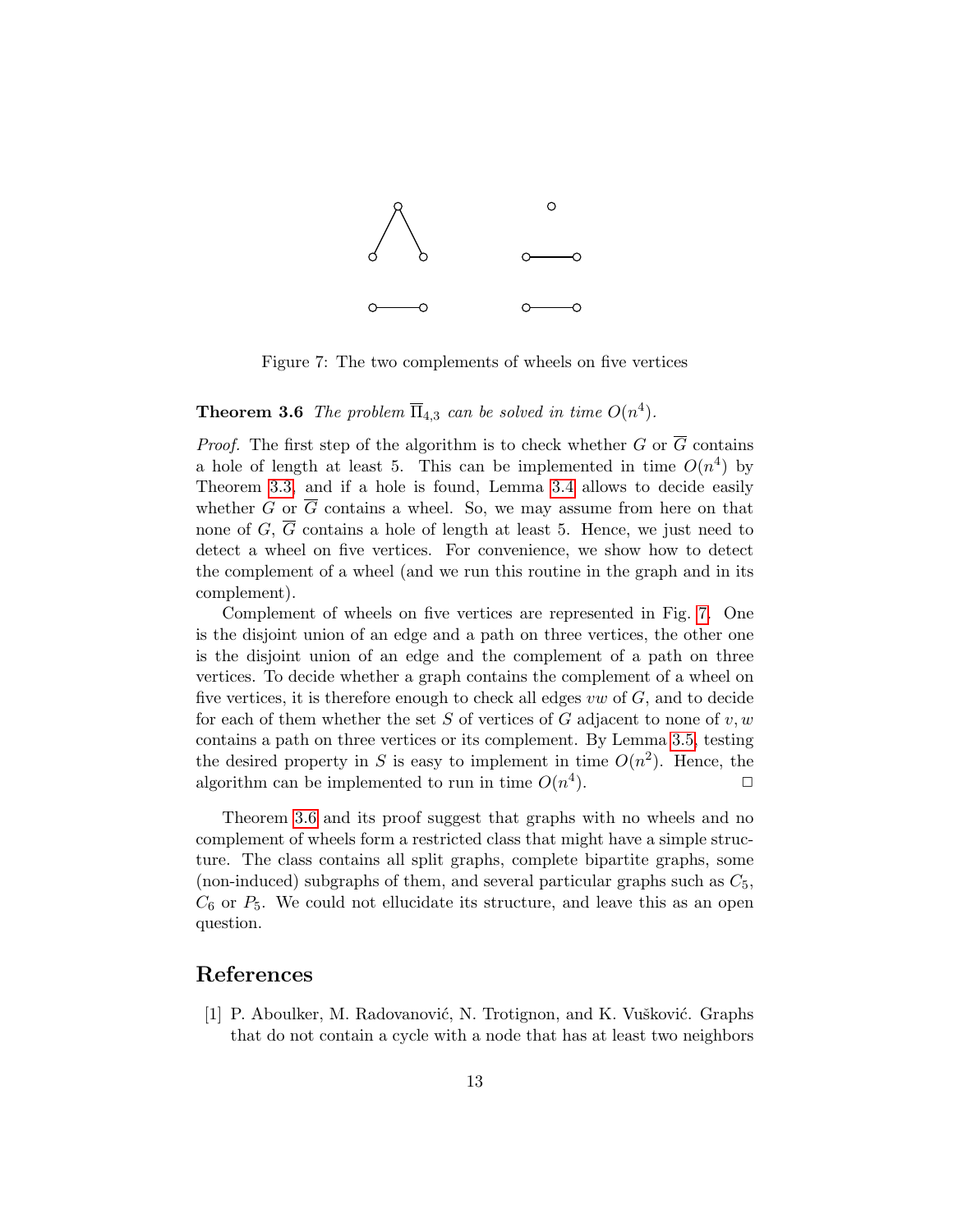Figure 7: The two complements of wheels on five vertices

**Theorem 3.6** *The problem $\overline{\Pi}_{4,3}$ can be solved in time $O(n^4)$.*

*Proof.* The first step of the algorithm is to check whether $G$ or $\overline{G}$ contains a hole of length at least 5. This can be implemented in time $O(n^4)$ by Theorem 3.3, and if a hole is found, Lemma 3.4 allows to decide easily whether $G$ or $\overline{G}$ contains a wheel. So, we may assume from here on that none of $G$, $\overline{G}$ contains a hole of length at least 5. Hence, we just need to detect a wheel on five vertices. For convenience, we show how to detect the complement of a wheel (and we run this routine in the graph and in its complement).

Complement of wheels on five vertices are represented in Fig. 7. One is the disjoint union of an edge and a path on three vertices, the other one is the disjoint union of an edge and the complement of a path on three vertices. To decide whether a graph contains the complement of a wheel on five vertices, it is therefore enough to check all edges $vw$ of $G$, and to decide for each of them whether the set $S$ of vertices of $G$ adjacent to none of $v, w$ contains a path on three vertices or its complement. By Lemma 3.5, testing the desired property in $S$ is easy to implement in time $O(n^2)$. Hence, the algorithm can be implemented to run in time $O(n^4)$. □

Theorem 3.6 and its proof suggest that graphs with no wheels and no complement of wheels form a restricted class that might have a simple structure. The class contains all split graphs, complete bipartite graphs, some (non-induced) subgraphs of them, and several particular graphs such as $C_5$, $C_6$ or $P_5$. We could not ellucidate its structure, and leave this as an open question.

# References

[1] P. Aboulker, M. Radovanović, N. Trotignon, and K. Vušković. Graphs that do not contain a cycle with a node that has at least two neighbors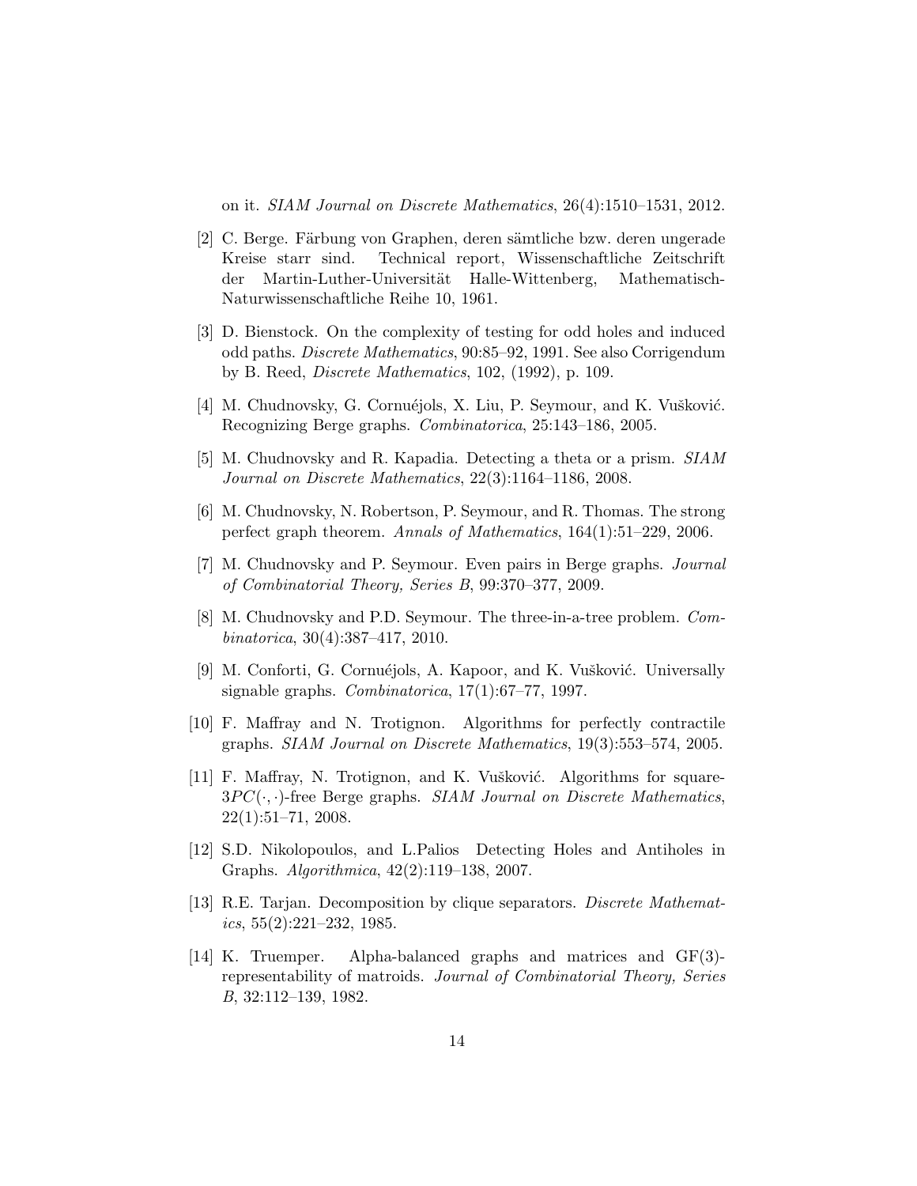on it. *SIAM Journal on Discrete Mathematics*, 26(4):1510–1531, 2012.

[2] C. Berge. Färbung von Graphen, deren sämtliche bzw. deren ungerade Kreise starr sind. Technical report, Wissenschaftliche Zeitschrift der Martin-Luther-Universität Halle-Wittenberg, Mathematisch-Naturwissenschaftliche Reihe 10, 1961.

[3] D. Bienstock. On the complexity of testing for odd holes and induced odd paths. *Discrete Mathematics*, 90:85–92, 1991. See also Corrigendum by B. Reed, *Discrete Mathematics*, 102, (1992), p. 109.

[4] M. Chudnovsky, G. Cornuéjols, X. Liu, P. Seymour, and K. Vušković. Recognizing Berge graphs. *Combinatorica*, 25:143–186, 2005.

[5] M. Chudnovsky and R. Kapadia. Detecting a theta or a prism. *SIAM Journal on Discrete Mathematics*, 22(3):1164–1186, 2008.

[6] M. Chudnovsky, N. Robertson, P. Seymour, and R. Thomas. The strong perfect graph theorem. *Annals of Mathematics*, 164(1):51–229, 2006.

[7] M. Chudnovsky and P. Seymour. Even pairs in Berge graphs. *Journal of Combinatorial Theory, Series B*, 99:370–377, 2009.

[8] M. Chudnovsky and P.D. Seymour. The three-in-a-tree problem. *Combinatorica*, 30(4):387–417, 2010.

[9] M. Conforti, G. Cornuéjols, A. Kapoor, and K. Vušković. Universally signable graphs. *Combinatorica*, 17(1):67–77, 1997.

[10] F. Maffray and N. Trotignon. Algorithms for perfectly contractile graphs. *SIAM Journal on Discrete Mathematics*, 19(3):553–574, 2005.

[11] F. Maffray, N. Trotignon, and K. Vušković. Algorithms for square-$3PC(\cdot,\cdot)$-free Berge graphs. *SIAM Journal on Discrete Mathematics*, 22(1):51–71, 2008.

[12] S.D. Nikolopoulos, and L.Palios Detecting Holes and Antiholes in Graphs. *Algorithmica*, 42(2):119–138, 2007.

[13] R.E. Tarjan. Decomposition by clique separators. *Discrete Mathematics*, 55(2):221–232, 1985.

[14] K. Truemper. Alpha-balanced graphs and matrices and GF(3)-representability of matroids. *Journal of Combinatorial Theory, Series B*, 32:112–139, 1982.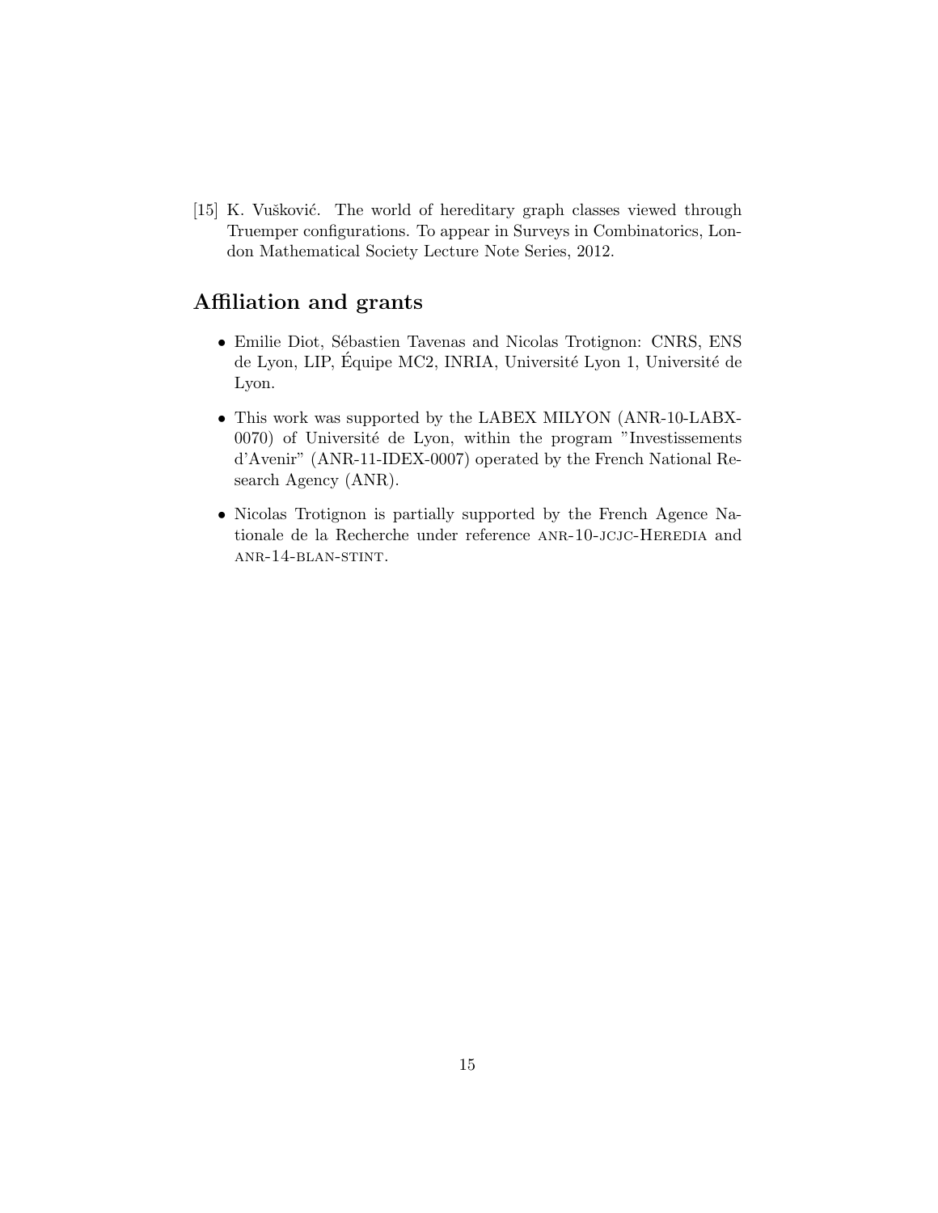[15] K. Vušković. The world of hereditary graph classes viewed through Truemper configurations. To appear in Surveys in Combinatorics, London Mathematical Society Lecture Note Series, 2012.

## Affiliation and grants

- Emilie Diot, Sébastien Tavenas and Nicolas Trotignon: CNRS, ENS de Lyon, LIP, Équipe MC2, INRIA, Université Lyon 1, Université de Lyon.
- This work was supported by the LABEX MILYON (ANR-10-LABX-0070) of Université de Lyon, within the program "Investissements d'Avenir" (ANR-11-IDEX-0007) operated by the French National Research Agency (ANR).
- Nicolas Trotignon is partially supported by the French Agence Nationale de la Recherche under reference ANR-10-JCJC-HEREDIA and ANR-14-BLAN-STINT.